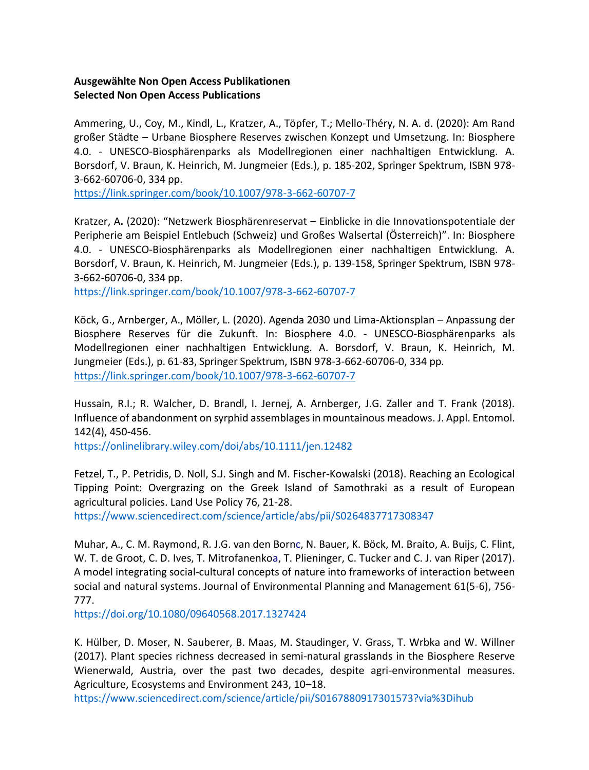**Ausgewählte Non Open Access Publikationen**
**Selected Non Open Access Publications**

Ammering, U., Coy, M., Kindl, L., Kratzer, A., Töpfer, T.; Mello-Théry, N. A. d. (2020): Am Rand großer Städte – Urbane Biosphere Reserves zwischen Konzept und Umsetzung. In: Biosphere 4.0. - UNESCO-Biosphärenparks als Modellregionen einer nachhaltigen Entwicklung. A. Borsdorf, V. Braun, K. Heinrich, M. Jungmeier (Eds.), p. 185-202, Springer Spektrum, ISBN 978-3-662-60706-0, 334 pp.
https://link.springer.com/book/10.1007/978-3-662-60707-7

Kratzer, A**.** (2020): "Netzwerk Biosphärenreservat – Einblicke in die Innovationspotentiale der Peripherie am Beispiel Entlebuch (Schweiz) und Großes Walsertal (Österreich)". In: Biosphere 4.0. - UNESCO-Biosphärenparks als Modellregionen einer nachhaltigen Entwicklung. A. Borsdorf, V. Braun, K. Heinrich, M. Jungmeier (Eds.), p. 139-158, Springer Spektrum, ISBN 978-3-662-60706-0, 334 pp.
https://link.springer.com/book/10.1007/978-3-662-60707-7

Köck, G., Arnberger, A., Möller, L. (2020). Agenda 2030 und Lima-Aktionsplan – Anpassung der Biosphere Reserves für die Zukunft. In: Biosphere 4.0. - UNESCO-Biosphärenparks als Modellregionen einer nachhaltigen Entwicklung. A. Borsdorf, V. Braun, K. Heinrich, M. Jungmeier (Eds.), p. 61-83, Springer Spektrum, ISBN 978-3-662-60706-0, 334 pp.
https://link.springer.com/book/10.1007/978-3-662-60707-7

Hussain, R.I.; R. Walcher, D. Brandl, I. Jernej, A. Arnberger, J.G. Zaller and T. Frank (2018). Influence of abandonment on syrphid assemblages in mountainous meadows. J. Appl. Entomol. 142(4), 450-456.
https://onlinelibrary.wiley.com/doi/abs/10.1111/jen.12482

Fetzel, T., P. Petridis, D. Noll, S.J. Singh and M. Fischer-Kowalski (2018). Reaching an Ecological Tipping Point: Overgrazing on the Greek Island of Samothraki as a result of European agricultural policies. Land Use Policy 76, 21-28.
https://www.sciencedirect.com/science/article/abs/pii/S0264837717308347

Muhar, A., C. M. Raymond, R. J.G. van den Bornc, N. Bauer, K. Böck, M. Braito, A. Buijs, C. Flint, W. T. de Groot, C. D. Ives, T. Mitrofanenkoa, T. Plieninger, C. Tucker and C. J. van Riper (2017). A model integrating social-cultural concepts of nature into frameworks of interaction between social and natural systems. Journal of Environmental Planning and Management 61(5-6), 756-777.
https://doi.org/10.1080/09640568.2017.1327424

K. Hülber, D. Moser, N. Sauberer, B. Maas, M. Staudinger, V. Grass, T. Wrbka and W. Willner (2017). Plant species richness decreased in semi-natural grasslands in the Biosphere Reserve Wienerwald, Austria, over the past two decades, despite agri-environmental measures. Agriculture, Ecosystems and Environment 243, 10–18.
https://www.sciencedirect.com/science/article/pii/S0167880917301573?via%3Dihub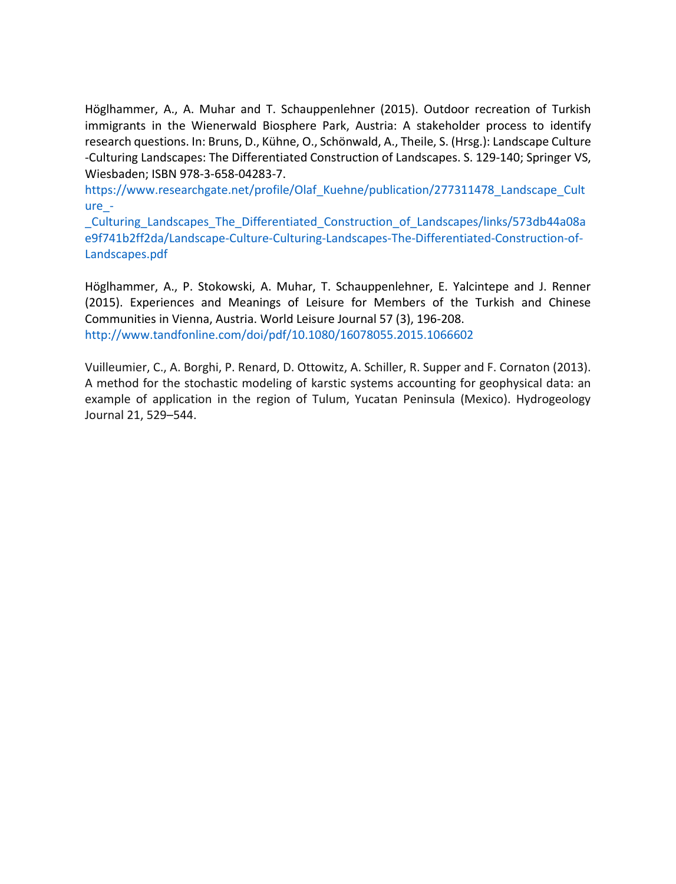Höglhammer, A., A. Muhar and T. Schauppenlehner (2015). Outdoor recreation of Turkish immigrants in the Wienerwald Biosphere Park, Austria: A stakeholder process to identify research questions. In: Bruns, D., Kühne, O., Schönwald, A., Theile, S. (Hrsg.): Landscape Culture -Culturing Landscapes: The Differentiated Construction of Landscapes. S. 129-140; Springer VS, Wiesbaden; ISBN 978-3-658-04283-7.
https://www.researchgate.net/profile/Olaf_Kuehne/publication/277311478_Landscape_Culture_-_Culturing_Landscapes_The_Differentiated_Construction_of_Landscapes/links/573db44a08ae9f741b2ff2da/Landscape-Culture-Culturing-Landscapes-The-Differentiated-Construction-of-Landscapes.pdf

Höglhammer, A., P. Stokowski, A. Muhar, T. Schauppenlehner, E. Yalcintepe and J. Renner (2015). Experiences and Meanings of Leisure for Members of the Turkish and Chinese Communities in Vienna, Austria. World Leisure Journal 57 (3), 196-208.
http://www.tandfonline.com/doi/pdf/10.1080/16078055.2015.1066602

Vuilleumier, C., A. Borghi, P. Renard, D. Ottowitz, A. Schiller, R. Supper and F. Cornaton (2013). A method for the stochastic modeling of karstic systems accounting for geophysical data: an example of application in the region of Tulum, Yucatan Peninsula (Mexico). Hydrogeology Journal 21, 529–544.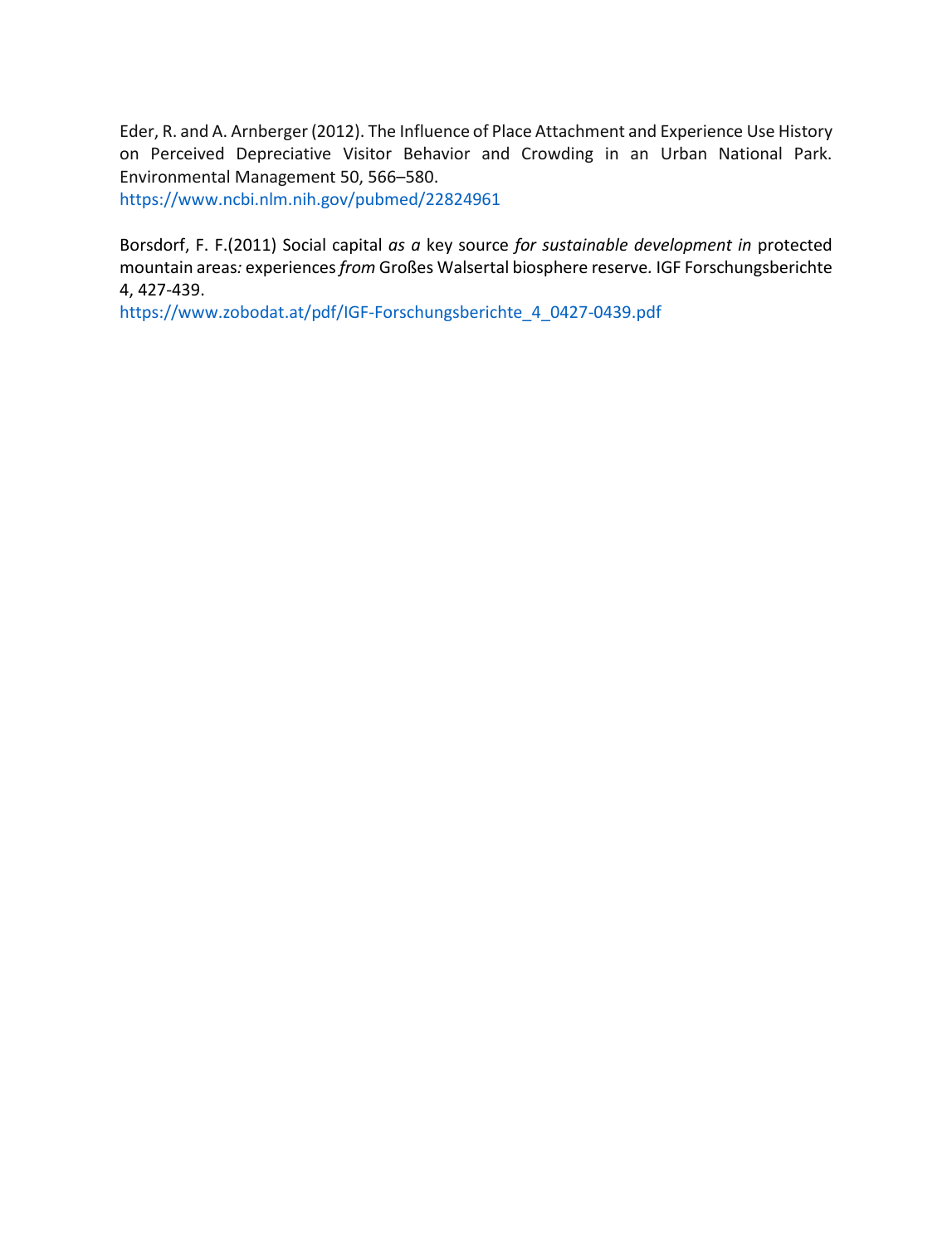Eder, R. and A. Arnberger (2012). The Influence of Place Attachment and Experience Use History on Perceived Depreciative Visitor Behavior and Crowding in an Urban National Park. Environmental Management 50, 566–580.
https://www.ncbi.nlm.nih.gov/pubmed/22824961

Borsdorf, F. F.(2011) Social capital *as a* key source *for sustainable development in* protected mountain areas*:* experiences *from* Großes Walsertal biosphere reserve*.* IGF Forschungsberichte 4, 427-439.
https://www.zobodat.at/pdf/IGF-Forschungsberichte_4_0427-0439.pdf